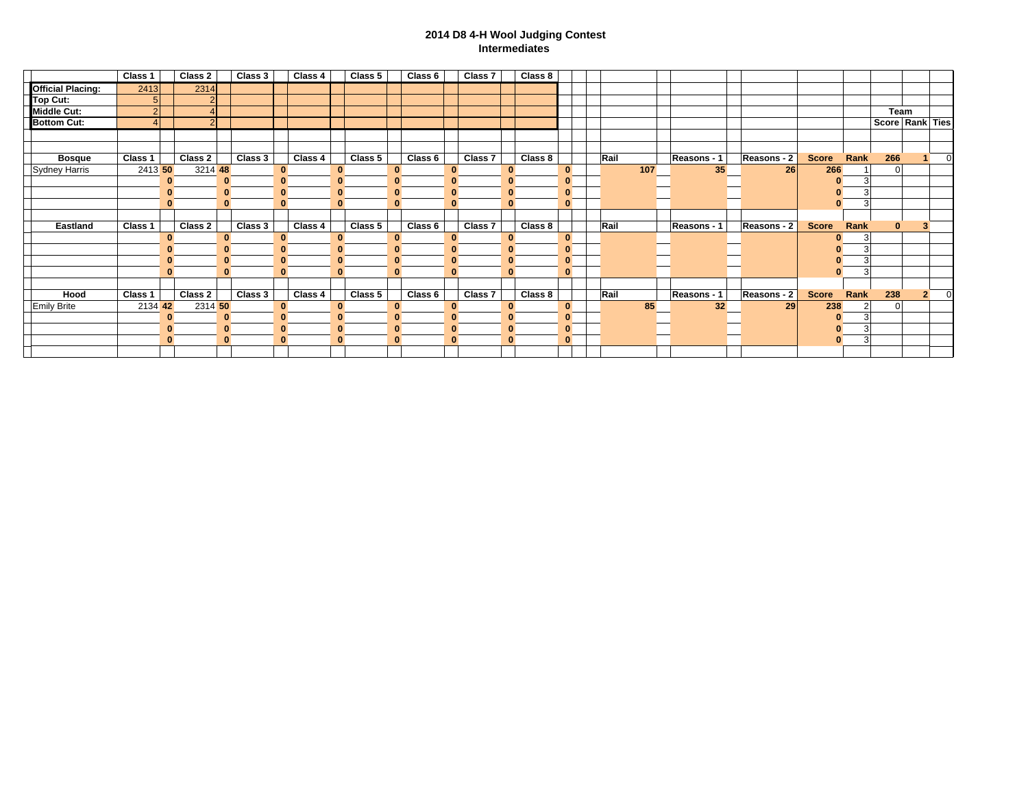# 2014 D8 4-H Wool Judging Contest

## Intermediates

| | Class 1 | | Class 2 | | Class 3 | | Class 4 | | Class 5 | | Class 6 | | Class 7 | | Class 8 |
|---|---|---|---|---|---|---|---|---|---|---|---|---|---|---|---|
| **Official Placing:** | 2413 | | 2314 | | | | | | | | | | | | |
| **Top Cut:** | 5 | | 2 | | | | | | | | | | | | |
| **Middle Cut:** | 2 | | 4 | | | | | | | | | | | | |
| **Bottom Cut:** | 4 | | 2 | | | | | | | | | | | | |

| **Bosque** | **Class 1** | | **Class 2** | | **Class 3** | | **Class 4** | | **Class 5** | | **Class 6** | | **Class 7** | | **Class 8** | | **Rail** | **Reasons - 1** | **Reasons - 2** | **Score** | **Rank** | **Team Score** | **Team Rank** | **Ties** |
|---|---|---|---|---|---|---|---|---|---|---|---|---|---|---|---|---|---|---|---|---|---|---|---|---|
| | | | | | | | | | | | | | | | | | | | | | | 266 | 1 | 0 |
| Sydney Harris | 2413 | **50** | 3214 | **48** | | **0** | | **0** | | **0** | | **0** | | **0** | | **0** | 107 | 35 | 26 | 266 | 1 | 0 | | |
| | | **0** | | **0** | | **0** | | **0** | | **0** | | **0** | | **0** | | **0** | | | | 0 | 3 | | | |
| | | **0** | | **0** | | **0** | | **0** | | **0** | | **0** | | **0** | | **0** | | | | 0 | 3 | | | |
| | | **0** | | **0** | | **0** | | **0** | | **0** | | **0** | | **0** | | **0** | | | | 0 | 3 | | | |

| **Eastland** | **Class 1** | | **Class 2** | | **Class 3** | | **Class 4** | | **Class 5** | | **Class 6** | | **Class 7** | | **Class 8** | | **Rail** | **Reasons - 1** | **Reasons - 2** | **Score** | **Rank** | **Team Score** | **Team Rank** | **Ties** |
|---|---|---|---|---|---|---|---|---|---|---|---|---|---|---|---|---|---|---|---|---|---|---|---|---|
| | | | | | | | | | | | | | | | | | | | | | | 0 | 3 | |
| | | **0** | | **0** | | **0** | | **0** | | **0** | | **0** | | **0** | | **0** | | | | 0 | 3 | | | |
| | | **0** | | **0** | | **0** | | **0** | | **0** | | **0** | | **0** | | **0** | | | | 0 | 3 | | | |
| | | **0** | | **0** | | **0** | | **0** | | **0** | | **0** | | **0** | | **0** | | | | 0 | 3 | | | |
| | | **0** | | **0** | | **0** | | **0** | | **0** | | **0** | | **0** | | **0** | | | | 0 | 3 | | | |

| **Hood** | **Class 1** | | **Class 2** | | **Class 3** | | **Class 4** | | **Class 5** | | **Class 6** | | **Class 7** | | **Class 8** | | **Rail** | **Reasons - 1** | **Reasons - 2** | **Score** | **Rank** | **Team Score** | **Team Rank** | **Ties** |
|---|---|---|---|---|---|---|---|---|---|---|---|---|---|---|---|---|---|---|---|---|---|---|---|---|
| | | | | | | | | | | | | | | | | | | | | | | 238 | 2 | 0 |
| Emily Brite | 2134 | **42** | 2314 | **50** | | **0** | | **0** | | **0** | | **0** | | **0** | | **0** | 85 | 32 | 29 | 238 | 2 | 0 | | |
| | | **0** | | **0** | | **0** | | **0** | | **0** | | **0** | | **0** | | **0** | | | | 0 | 3 | | | |
| | | **0** | | **0** | | **0** | | **0** | | **0** | | **0** | | **0** | | **0** | | | | 0 | 3 | | | |
| | | **0** | | **0** | | **0** | | **0** | | **0** | | **0** | | **0** | | **0** | | | | 0 | 3 | | | |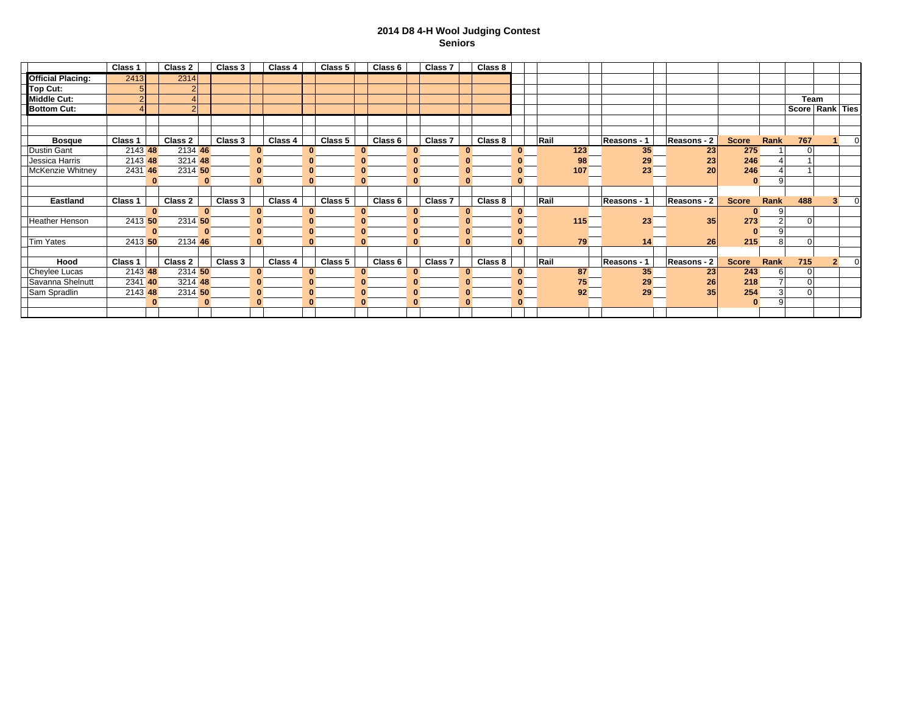# 2014 D8 4-H Wool Judging Contest
## Seniors

| | Class 1 | | Class 2 | | Class 3 | | Class 4 | | Class 5 | | Class 6 | | Class 7 | | Class 8 | | | | | | | | | | | |
|---|---|---|---|---|---|---|---|---|---|---|---|---|---|---|---|---|---|---|---|---|---|---|---|---|---|---|
| **Official Placing:** | 2413 | | 2314 | | | | | | | | | | | | | | | | | | | | | | | |
| **Top Cut:** | 5 | | 2 | | | | | | | | | | | | | | | | | | | | | | | |
| **Middle Cut:** | 2 | | 4 | | | | | | | | | | | | | | | | | | | | | | **Team** | |
| **Bottom Cut:** | 4 | | 2 | | | | | | | | | | | | | | | | | | | | | **Score** | **Rank** | **Ties** |
| | | | | | | | | | | | | | | | | | | | | | | | | | | |
| **Bosque** | **Class 1** | | **Class 2** | | **Class 3** | | **Class 4** | | **Class 5** | | **Class 6** | | **Class 7** | | **Class 8** | | **Rail** | | **Reasons - 1** | | **Reasons - 2** | **Score** | **Rank** | **767** | **1** | 0 |
| Dustin Gant | 2143 | **48** | 2134 | **46** | | **0** | | **0** | | **0** | | **0** | | **0** | | **0** | **123** | | **35** | | **23** | **275** | 1 | 0 | | |
| Jessica Harris | 2143 | **48** | 3214 | **48** | | **0** | | **0** | | **0** | | **0** | | **0** | | **0** | **98** | | **29** | | **23** | **246** | 4 | 1 | | |
| McKenzie Whitney | 2431 | **46** | 2314 | **50** | | **0** | | **0** | | **0** | | **0** | | **0** | | **0** | **107** | | **23** | | **20** | **246** | 4 | 1 | | |
| | | **0** | | **0** | | **0** | | **0** | | **0** | | **0** | | **0** | | **0** | | | | | | **0** | 9 | | | |
| | | | | | | | | | | | | | | | | | | | | | | | | | | |
| **Eastland** | **Class 1** | | **Class 2** | | **Class 3** | | **Class 4** | | **Class 5** | | **Class 6** | | **Class 7** | | **Class 8** | | **Rail** | | **Reasons - 1** | | **Reasons - 2** | **Score** | **Rank** | **488** | **3** | 0 |
| | | **0** | | **0** | | **0** | | **0** | | **0** | | **0** | | **0** | | **0** | | | | | | **0** | 9 | | | |
| Heather Henson | 2413 | **50** | 2314 | **50** | | **0** | | **0** | | **0** | | **0** | | **0** | | **0** | **115** | | **23** | | **35** | **273** | 2 | 0 | | |
| | | **0** | | **0** | | **0** | | **0** | | **0** | | **0** | | **0** | | **0** | | | | | | **0** | 9 | | | |
| Tim Yates | 2413 | **50** | 2134 | **46** | | **0** | | **0** | | **0** | | **0** | | **0** | | **0** | **79** | | **14** | | **26** | **215** | 8 | 0 | | |
| | | | | | | | | | | | | | | | | | | | | | | | | | | |
| **Hood** | **Class 1** | | **Class 2** | | **Class 3** | | **Class 4** | | **Class 5** | | **Class 6** | | **Class 7** | | **Class 8** | | **Rail** | | **Reasons - 1** | | **Reasons - 2** | **Score** | **Rank** | **715** | **2** | 0 |
| Cheylee Lucas | 2143 | **48** | 2314 | **50** | | **0** | | **0** | | **0** | | **0** | | **0** | | **0** | **87** | | **35** | | **23** | **243** | 6 | 0 | | |
| Savanna Shelnutt | 2341 | **40** | 3214 | **48** | | **0** | | **0** | | **0** | | **0** | | **0** | | **0** | **75** | | **29** | | **26** | **218** | 7 | 0 | | |
| Sam Spradlin | 2143 | **48** | 2314 | **50** | | **0** | | **0** | | **0** | | **0** | | **0** | | **0** | **92** | | **29** | | **35** | **254** | 3 | 0 | | |
| | | **0** | | **0** | | **0** | | **0** | | **0** | | **0** | | **0** | | **0** | | | | | | **0** | 9 | | | |